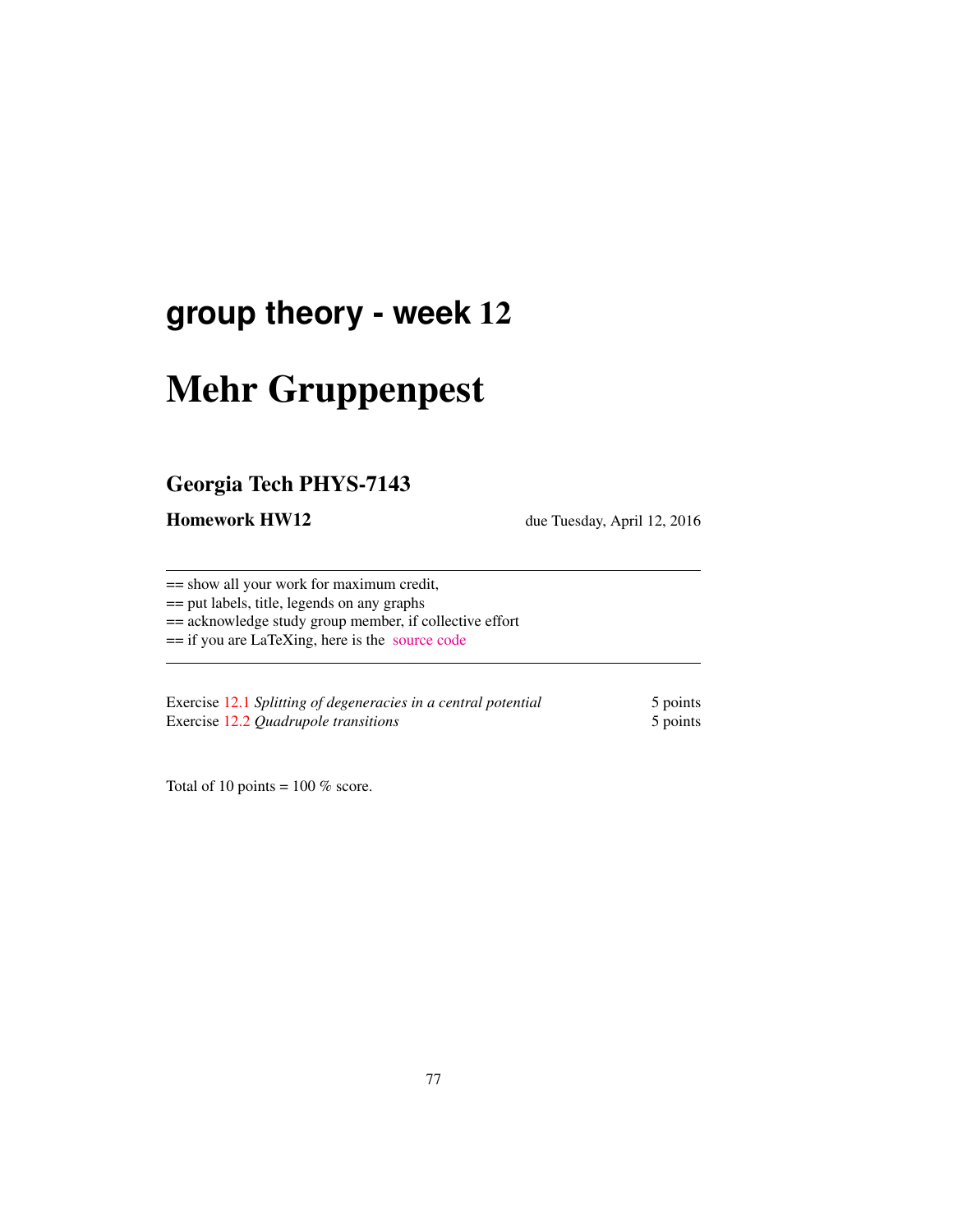# group theory - week 12

# Mehr Gruppenpest

## Georgia Tech PHYS-7143

**Homework HW12** due Tuesday, April 12, 2016

---

== show all your work for maximum credit,
== put labels, title, legends on any graphs
== acknowledge study group member, if collective effort
== if you are LaTeXing, here is the source code

---

Exercise 12.1 *Splitting of degeneracies in a central potential* 5 points
Exercise 12.2 *Quadrupole transitions* 5 points

Total of 10 points = 100 % score.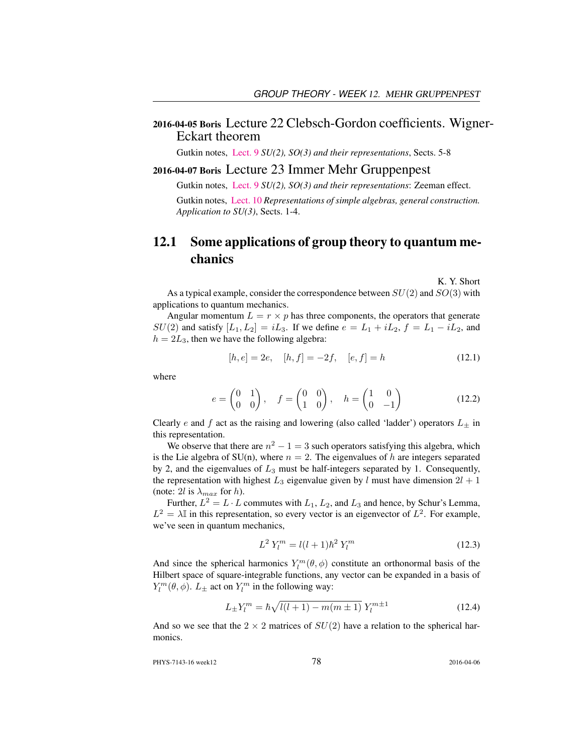## 2016-04-05 Boris Lecture 22 Clebsch-Gordon coefficients. Wigner-Eckart theorem

Gutkin notes, Lect. 9 *SU(2), SO(3) and their representations*, Sects. 5-8

## 2016-04-07 Boris Lecture 23 Immer Mehr Gruppenpest

Gutkin notes, Lect. 9 *SU(2), SO(3) and their representations*: Zeeman effect.

Gutkin notes, Lect. 10 *Representations of simple algebras, general construction. Application to SU(3)*, Sects. 1-4.

## 12.1 Some applications of group theory to quantum mechanics

K. Y. Short

As a typical example, consider the correspondence between $SU(2)$ and $SO(3)$ with applications to quantum mechanics.

Angular momentum $L = r \times p$ has three components, the operators that generate $SU(2)$ and satisfy $[L_1, L_2] = iL_3$. If we define $e = L_1 + iL_2$, $f = L_1 - iL_2$, and $h = 2L_3$, then we have the following algebra:

$$[h, e] = 2e, \quad [h, f] = -2f, \quad [e, f] = h \tag{12.1}$$

where

$$e = \begin{pmatrix} 0 & 1 \\ 0 & 0 \end{pmatrix}, \quad f = \begin{pmatrix} 0 & 0 \\ 1 & 0 \end{pmatrix}, \quad h = \begin{pmatrix} 1 & 0 \\ 0 & -1 \end{pmatrix} \tag{12.2}$$

Clearly $e$ and $f$ act as the raising and lowering (also called 'ladder') operators $L_\pm$ in this representation.

We observe that there are $n^2 - 1 = 3$ such operators satisfying this algebra, which is the Lie algebra of SU(n), where $n = 2$. The eigenvalues of $h$ are integers separated by 2, and the eigenvalues of $L_3$ must be half-integers separated by 1. Consequently, the representation with highest $L_3$ eigenvalue given by $l$ must have dimension $2l + 1$ (note: $2l$ is $\lambda_{max}$ for $h$).

Further, $L^2 = L \cdot L$ commutes with $L_1$, $L_2$, and $L_3$ and hence, by Schur's Lemma, $L^2 = \lambda \mathbb{I}$ in this representation, so every vector is an eigenvector of $L^2$. For example, we've seen in quantum mechanics,

$$L^2 \, Y_l^m = l(l+1)\hbar^2 \, Y_l^m \tag{12.3}$$

And since the spherical harmonics $Y_l^m(\theta, \phi)$ constitute an orthonormal basis of the Hilbert space of square-integrable functions, any vector can be expanded in a basis of $Y_l^m(\theta, \phi)$. $L_\pm$ act on $Y_l^m$ in the following way:

$$L_\pm Y_l^m = \hbar\sqrt{l(l+1) - m(m \pm 1)} \; Y_l^{m\pm1} \tag{12.4}$$

And so we see that the $2 \times 2$ matrices of $SU(2)$ have a relation to the spherical harmonics.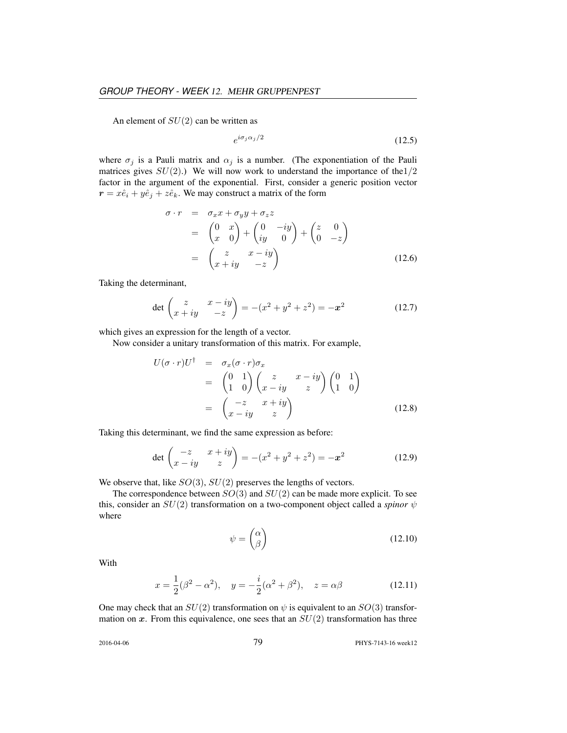An element of $SU(2)$ can be written as

$$e^{i\sigma_j \alpha_j/2} \tag{12.5}$$

where $\sigma_j$ is a Pauli matrix and $\alpha_j$ is a number. (The exponentiation of the Pauli matrices gives $SU(2)$.) We will now work to understand the importance of the$1/2$ factor in the argument of the exponential. First, consider a generic position vector $\boldsymbol{r} = x\hat{e}_i + y\hat{e}_j + z\hat{e}_k$. We may construct a matrix of the form

$$\begin{aligned}
\sigma \cdot r &= \sigma_x x + \sigma_y y + \sigma_z z \\
&= \begin{pmatrix} 0 & x \\ x & 0 \end{pmatrix} + \begin{pmatrix} 0 & -iy \\ iy & 0 \end{pmatrix} + \begin{pmatrix} z & 0 \\ 0 & -z \end{pmatrix} \\
&= \begin{pmatrix} z & x - iy \\ x + iy & -z \end{pmatrix}
\end{aligned} \tag{12.6}$$

Taking the determinant,

$$\det \begin{pmatrix} z & x - iy \\ x + iy & -z \end{pmatrix} = -(x^2 + y^2 + z^2) = -\boldsymbol{x}^2 \tag{12.7}$$

which gives an expression for the length of a vector.

Now consider a unitary transformation of this matrix. For example,

$$\begin{aligned}
U(\sigma \cdot r)U^\dagger &= \sigma_x(\sigma \cdot r)\sigma_x \\
&= \begin{pmatrix} 0 & 1 \\ 1 & 0 \end{pmatrix} \begin{pmatrix} z & x - iy \\ x - iy & z \end{pmatrix} \begin{pmatrix} 0 & 1 \\ 1 & 0 \end{pmatrix} \\
&= \begin{pmatrix} -z & x + iy \\ x - iy & z \end{pmatrix}
\end{aligned} \tag{12.8}$$

Taking this determinant, we find the same expression as before:

$$\det \begin{pmatrix} -z & x + iy \\ x - iy & z \end{pmatrix} = -(x^2 + y^2 + z^2) = -\boldsymbol{x}^2 \tag{12.9}$$

We observe that, like $SO(3)$, $SU(2)$ preserves the lengths of vectors.

The correspondence between $SO(3)$ and $SU(2)$ can be made more explicit. To see this, consider an $SU(2)$ transformation on a two-component object called a *spinor* $\psi$ where

$$\psi = \begin{pmatrix} \alpha \\ \beta \end{pmatrix} \tag{12.10}$$

With

$$x = \frac{1}{2}(\beta^2 - \alpha^2), \quad y = -\frac{i}{2}(\alpha^2 + \beta^2), \quad z = \alpha\beta \tag{12.11}$$

One may check that an $SU(2)$ transformation on $\psi$ is equivalent to an $SO(3)$ transformation on $\boldsymbol{x}$. From this equivalence, one sees that an $SU(2)$ transformation has three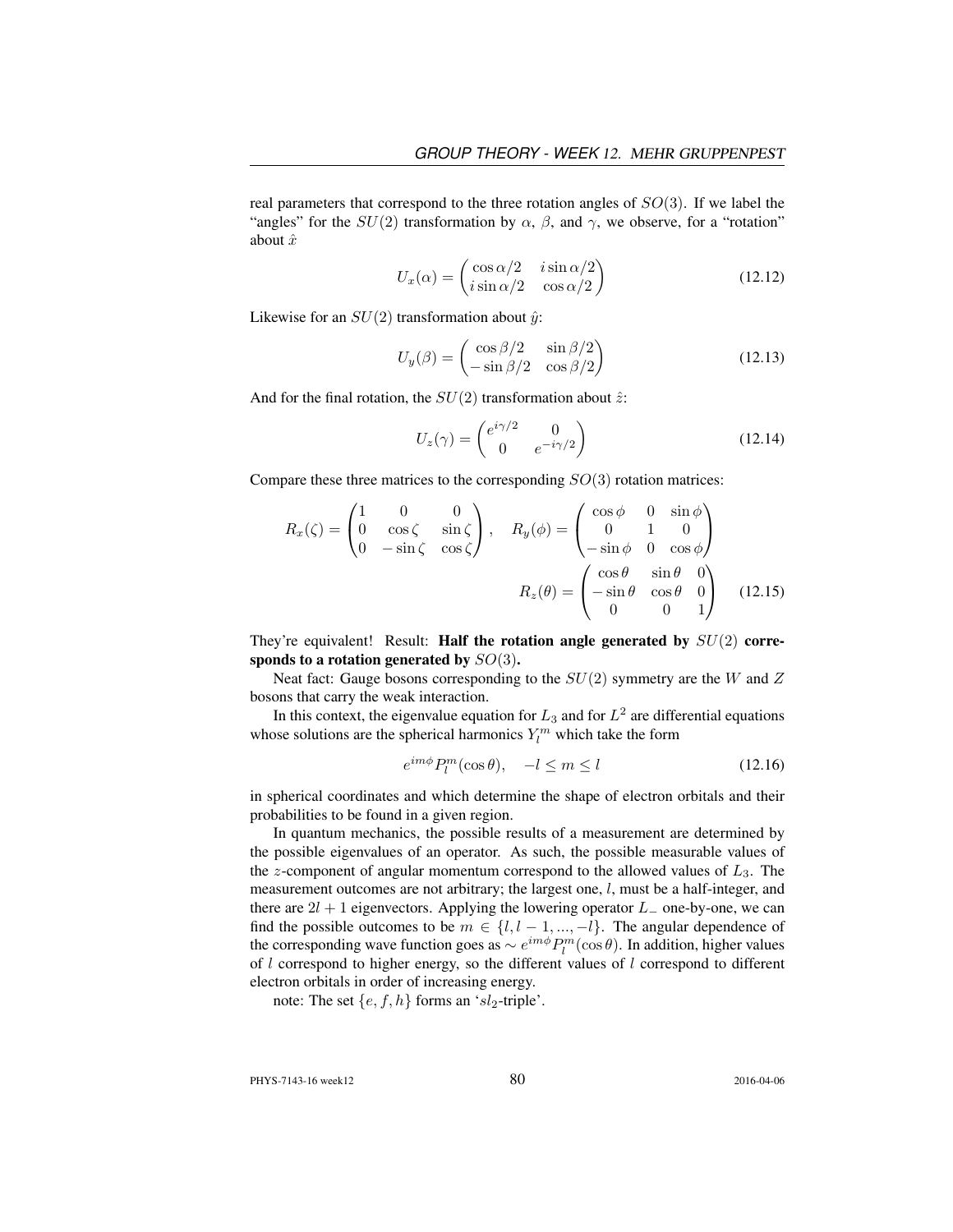real parameters that correspond to the three rotation angles of $SO(3)$. If we label the "angles" for the $SU(2)$ transformation by $\alpha$, $\beta$, and $\gamma$, we observe, for a "rotation" about $\hat{x}$

$$U_x(\alpha) = \begin{pmatrix} \cos\alpha/2 & i\sin\alpha/2 \\ i\sin\alpha/2 & \cos\alpha/2 \end{pmatrix} \tag{12.12}$$

Likewise for an $SU(2)$ transformation about $\hat{y}$:

$$U_y(\beta) = \begin{pmatrix} \cos\beta/2 & \sin\beta/2 \\ -\sin\beta/2 & \cos\beta/2 \end{pmatrix} \tag{12.13}$$

And for the final rotation, the $SU(2)$ transformation about $\hat{z}$:

$$U_z(\gamma) = \begin{pmatrix} e^{i\gamma/2} & 0 \\ 0 & e^{-i\gamma/2} \end{pmatrix} \tag{12.14}$$

Compare these three matrices to the corresponding $SO(3)$ rotation matrices:

$$R_x(\zeta) = \begin{pmatrix} 1 & 0 & 0 \\ 0 & \cos\zeta & \sin\zeta \\ 0 & -\sin\zeta & \cos\zeta \end{pmatrix}, \quad R_y(\phi) = \begin{pmatrix} \cos\phi & 0 & \sin\phi \\ 0 & 1 & 0 \\ -\sin\phi & 0 & \cos\phi \end{pmatrix}$$

$$R_z(\theta) = \begin{pmatrix} \cos\theta & \sin\theta & 0 \\ -\sin\theta & \cos\theta & 0 \\ 0 & 0 & 1 \end{pmatrix} \tag{12.15}$$

They're equivalent! Result: **Half the rotation angle generated by $SU(2)$ corresponds to a rotation generated by $SO(3)$.**

Neat fact: Gauge bosons corresponding to the $SU(2)$ symmetry are the $W$ and $Z$ bosons that carry the weak interaction.

In this context, the eigenvalue equation for $L_3$ and for $L^2$ are differential equations whose solutions are the spherical harmonics $Y_l^m$ which take the form

$$e^{im\phi}P_l^m(\cos\theta), \quad -l \leq m \leq l \tag{12.16}$$

in spherical coordinates and which determine the shape of electron orbitals and their probabilities to be found in a given region.

In quantum mechanics, the possible results of a measurement are determined by the possible eigenvalues of an operator. As such, the possible measurable values of the $z$-component of angular momentum correspond to the allowed values of $L_3$. The measurement outcomes are not arbitrary; the largest one, $l$, must be a half-integer, and there are $2l+1$ eigenvectors. Applying the lowering operator $L_-$ one-by-one, we can find the possible outcomes to be $m \in \{l, l-1, ..., -l\}$. The angular dependence of the corresponding wave function goes as $\sim e^{im\phi}P_l^m(\cos\theta)$. In addition, higher values of $l$ correspond to higher energy, so the different values of $l$ correspond to different electron orbitals in order of increasing energy.

note: The set $\{e, f, h\}$ forms an '$sl_2$-triple'.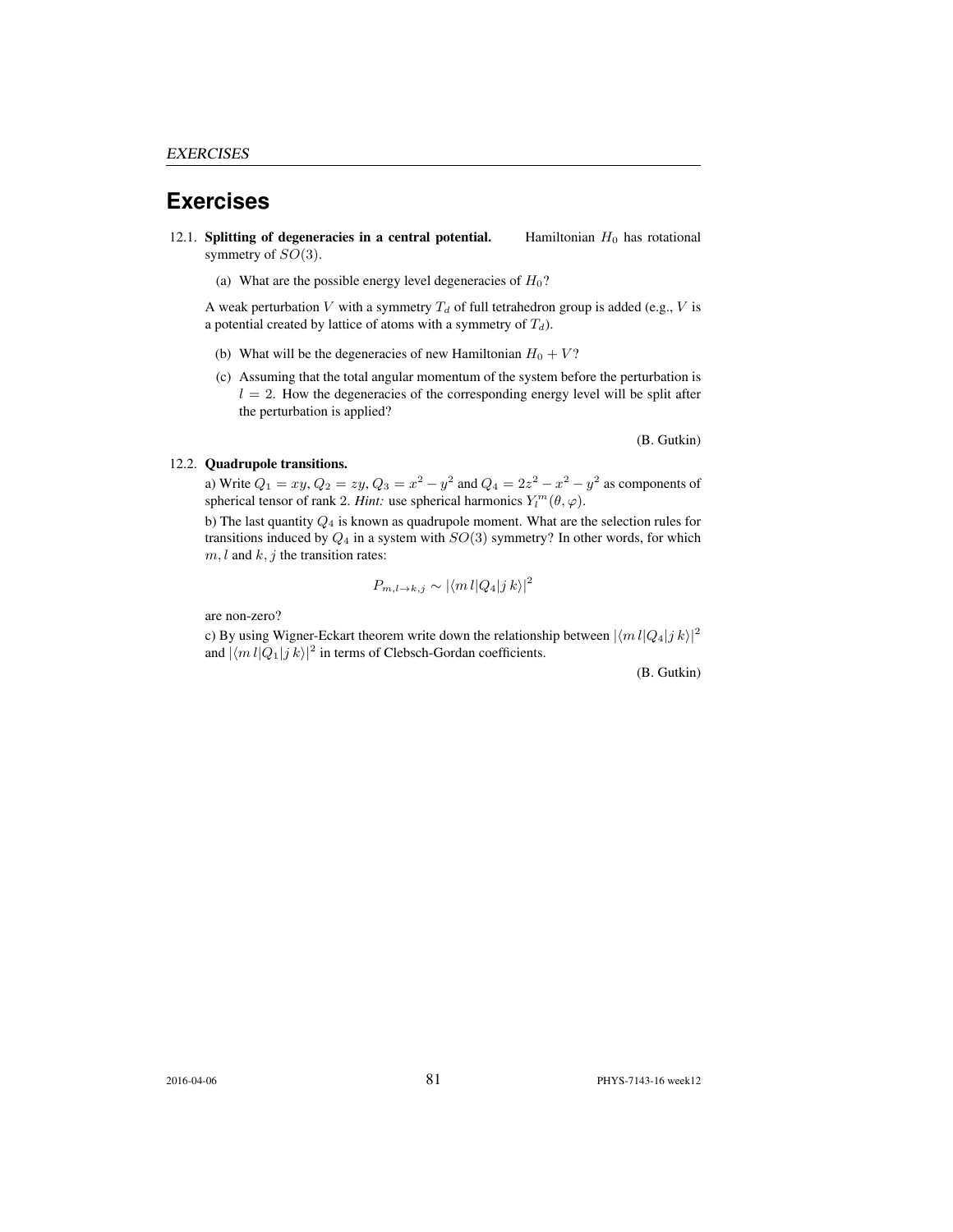# Exercises

12.1. **Splitting of degeneracies in a central potential.** Hamiltonian $H_0$ has rotational symmetry of $SO(3)$.

(a) What are the possible energy level degeneracies of $H_0$?

A weak perturbation $V$ with a symmetry $T_d$ of full tetrahedron group is added (e.g., $V$ is a potential created by lattice of atoms with a symmetry of $T_d$).

(b) What will be the degeneracies of new Hamiltonian $H_0 + V$?

(c) Assuming that the total angular momentum of the system before the perturbation is $l = 2$. How the degeneracies of the corresponding energy level will be split after the perturbation is applied?

(B. Gutkin)

12.2. **Quadrupole transitions.**

a) Write $Q_1 = xy$, $Q_2 = zy$, $Q_3 = x^2 - y^2$ and $Q_4 = 2z^2 - x^2 - y^2$ as components of spherical tensor of rank 2. *Hint:* use spherical harmonics $Y_l^m(\theta, \varphi)$.

b) The last quantity $Q_4$ is known as quadrupole moment. What are the selection rules for transitions induced by $Q_4$ in a system with $SO(3)$ symmetry? In other words, for which $m, l$ and $k, j$ the transition rates:

$$P_{m,l \to k,j} \sim |\langle m\, l|Q_4|j\, k\rangle|^2$$

are non-zero?

c) By using Wigner-Eckart theorem write down the relationship between $|\langle m\, l|Q_4|j\, k\rangle|^2$ and $|\langle m\, l|Q_1|j\, k\rangle|^2$ in terms of Clebsch-Gordan coefficients.

(B. Gutkin)